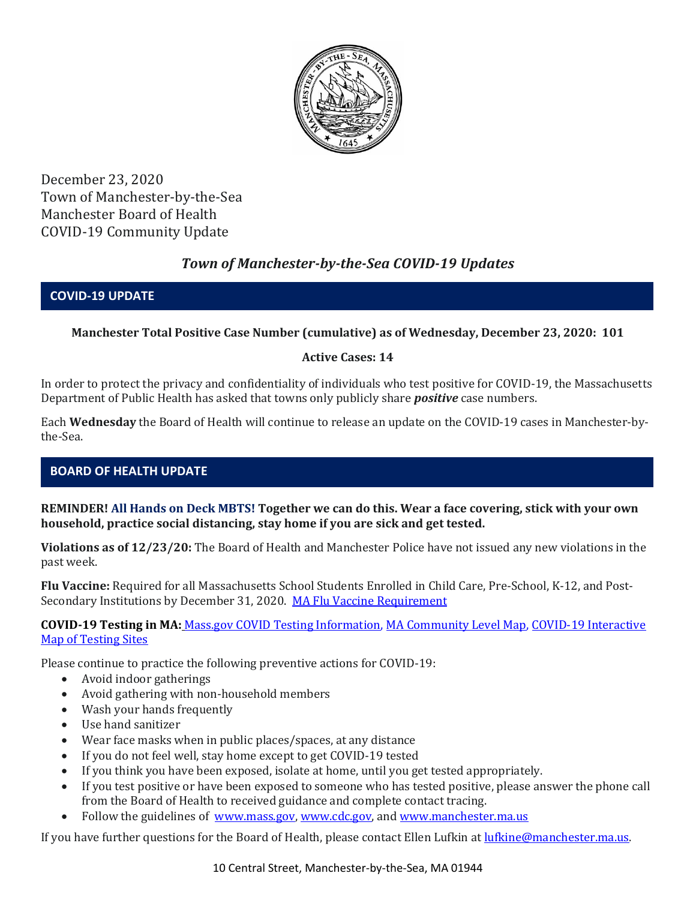December 23, 2020
Town of Manchester-by-the-Sea
Manchester Board of Health
COVID-19 Community Update

# *Town of Manchester-by-the-Sea COVID-19 Updates*

## COVID-19 UPDATE

**Manchester Total Positive Case Number (cumulative) as of Wednesday, December 23, 2020: 101**

**Active Cases: 14**

In order to protect the privacy and confidentiality of individuals who test positive for COVID-19, the Massachusetts Department of Public Health has asked that towns only publicly share ***positive*** case numbers.

Each **Wednesday** the Board of Health will continue to release an update on the COVID-19 cases in Manchester-by-the-Sea.

## BOARD OF HEALTH UPDATE

**REMINDER! All Hands on Deck MBTS! Together we can do this. Wear a face covering, stick with your own household, practice social distancing, stay home if you are sick and get tested.**

**Violations as of 12/23/20:** The Board of Health and Manchester Police have not issued any new violations in the past week.

**Flu Vaccine:** Required for all Massachusetts School Students Enrolled in Child Care, Pre-School, K-12, and Post-Secondary Institutions by December 31, 2020. MA Flu Vaccine Requirement

**COVID-19 Testing in MA:** Mass.gov COVID Testing Information, MA Community Level Map, COVID-19 Interactive Map of Testing Sites

Please continue to practice the following preventive actions for COVID-19:

- Avoid indoor gatherings
- Avoid gathering with non-household members
- Wash your hands frequently
- Use hand sanitizer
- Wear face masks when in public places/spaces, at any distance
- If you do not feel well, stay home except to get COVID-19 tested
- If you think you have been exposed, isolate at home, until you get tested appropriately.
- If you test positive or have been exposed to someone who has tested positive, please answer the phone call from the Board of Health to received guidance and complete contact tracing.
- Follow the guidelines of www.mass.gov, www.cdc.gov, and www.manchester.ma.us

If you have further questions for the Board of Health, please contact Ellen Lufkin at lufkine@manchester.ma.us.

10 Central Street, Manchester-by-the-Sea, MA 01944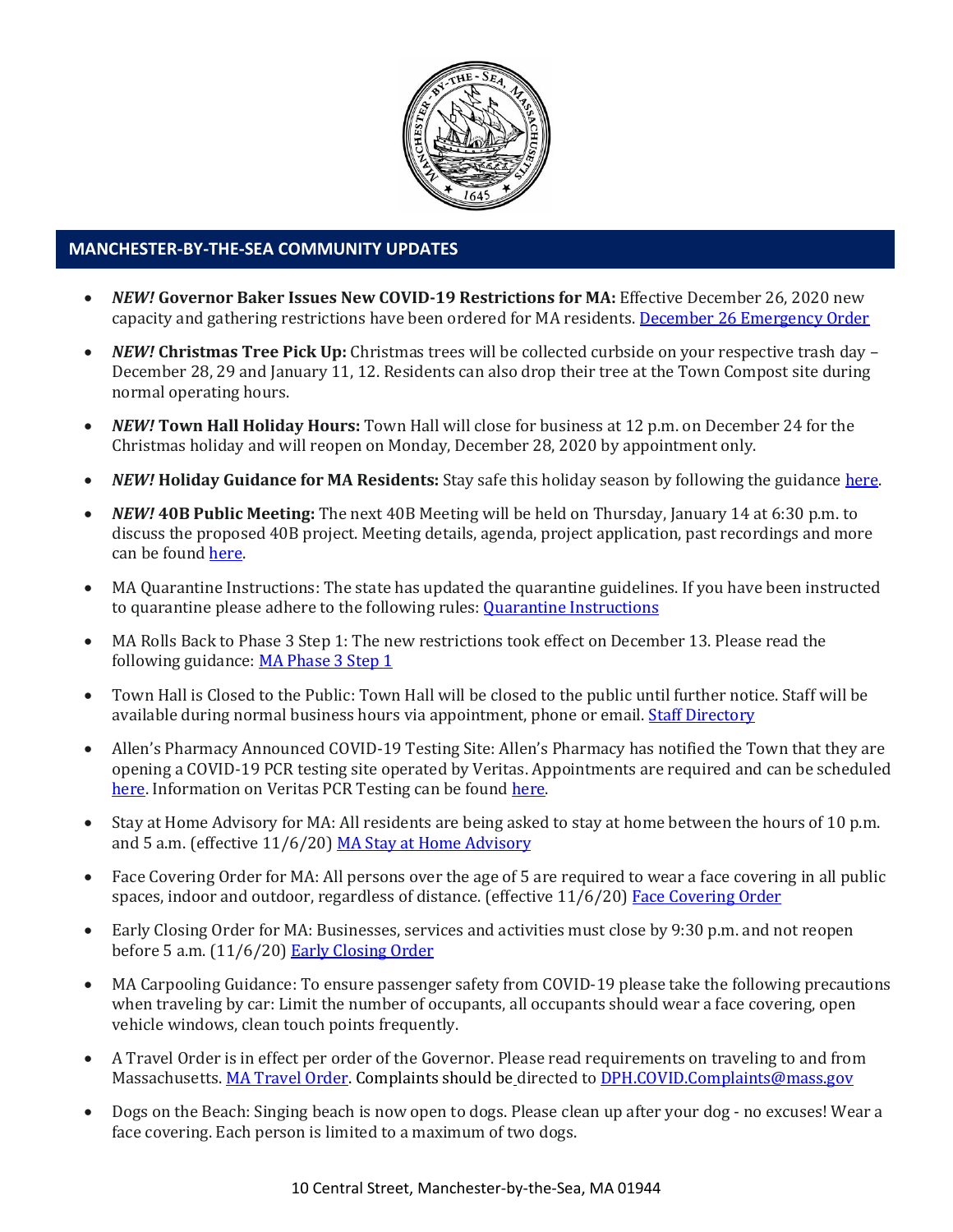## MANCHESTER-BY-THE-SEA COMMUNITY UPDATES

- ***NEW!*** **Governor Baker Issues New COVID-19 Restrictions for MA:** Effective December 26, 2020 new capacity and gathering restrictions have been ordered for MA residents. December 26 Emergency Order
- ***NEW!*** **Christmas Tree Pick Up:** Christmas trees will be collected curbside on your respective trash day – December 28, 29 and January 11, 12. Residents can also drop their tree at the Town Compost site during normal operating hours.
- ***NEW!*** **Town Hall Holiday Hours:** Town Hall will close for business at 12 p.m. on December 24 for the Christmas holiday and will reopen on Monday, December 28, 2020 by appointment only.
- ***NEW!*** **Holiday Guidance for MA Residents:** Stay safe this holiday season by following the guidance here.
- ***NEW!*** **40B Public Meeting:** The next 40B Meeting will be held on Thursday, January 14 at 6:30 p.m. to discuss the proposed 40B project. Meeting details, agenda, project application, past recordings and more can be found here.
- MA Quarantine Instructions: The state has updated the quarantine guidelines. If you have been instructed to quarantine please adhere to the following rules: Quarantine Instructions
- MA Rolls Back to Phase 3 Step 1: The new restrictions took effect on December 13. Please read the following guidance: MA Phase 3 Step 1
- Town Hall is Closed to the Public: Town Hall will be closed to the public until further notice. Staff will be available during normal business hours via appointment, phone or email. Staff Directory
- Allen's Pharmacy Announced COVID-19 Testing Site: Allen's Pharmacy has notified the Town that they are opening a COVID-19 PCR testing site operated by Veritas. Appointments are required and can be scheduled here. Information on Veritas PCR Testing can be found here.
- Stay at Home Advisory for MA: All residents are being asked to stay at home between the hours of 10 p.m. and 5 a.m. (effective 11/6/20) MA Stay at Home Advisory
- Face Covering Order for MA: All persons over the age of 5 are required to wear a face covering in all public spaces, indoor and outdoor, regardless of distance. (effective 11/6/20) Face Covering Order
- Early Closing Order for MA: Businesses, services and activities must close by 9:30 p.m. and not reopen before 5 a.m. (11/6/20) Early Closing Order
- MA Carpooling Guidance: To ensure passenger safety from COVID-19 please take the following precautions when traveling by car: Limit the number of occupants, all occupants should wear a face covering, open vehicle windows, clean touch points frequently.
- A Travel Order is in effect per order of the Governor. Please read requirements on traveling to and from Massachusetts. MA Travel Order. Complaints should be directed to DPH.COVID.Complaints@mass.gov
- Dogs on the Beach: Singing beach is now open to dogs. Please clean up after your dog - no excuses! Wear a face covering. Each person is limited to a maximum of two dogs.

10 Central Street, Manchester-by-the-Sea, MA 01944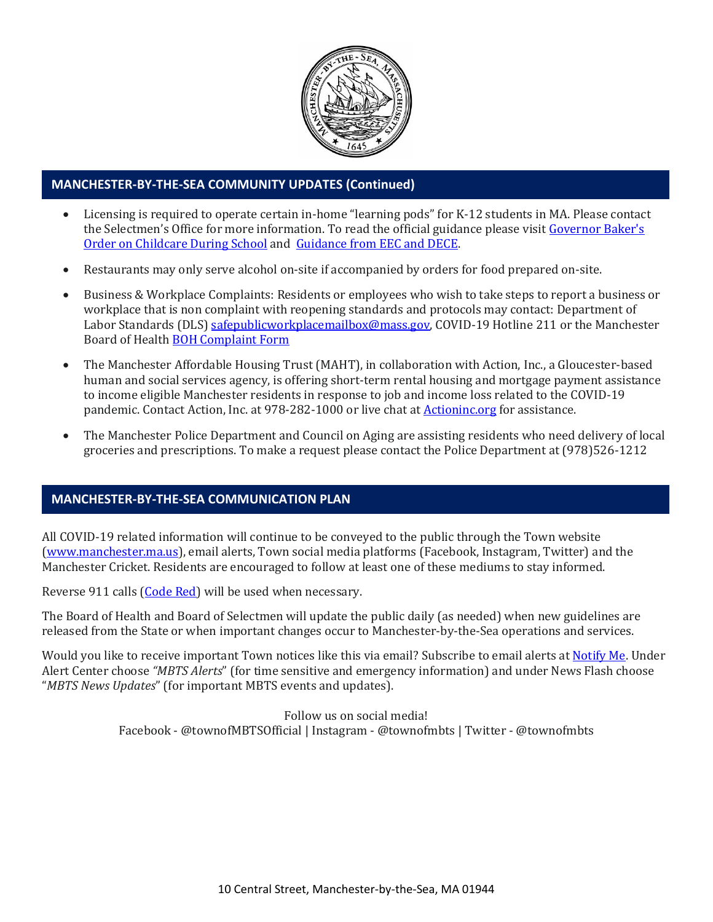## MANCHESTER-BY-THE-SEA COMMUNITY UPDATES (Continued)

- Licensing is required to operate certain in-home "learning pods" for K-12 students in MA. Please contact the Selectmen's Office for more information. To read the official guidance please visit Governor Baker's Order on Childcare During School and Guidance from EEC and DECE.
- Restaurants may only serve alcohol on-site if accompanied by orders for food prepared on-site.
- Business & Workplace Complaints: Residents or employees who wish to take steps to report a business or workplace that is non complaint with reopening standards and protocols may contact: Department of Labor Standards (DLS) safepublicworkplacemailbox@mass.gov, COVID-19 Hotline 211 or the Manchester Board of Health BOH Complaint Form
- The Manchester Affordable Housing Trust (MAHT), in collaboration with Action, Inc., a Gloucester-based human and social services agency, is offering short-term rental housing and mortgage payment assistance to income eligible Manchester residents in response to job and income loss related to the COVID-19 pandemic. Contact Action, Inc. at 978-282-1000 or live chat at Actioninc.org for assistance.
- The Manchester Police Department and Council on Aging are assisting residents who need delivery of local groceries and prescriptions. To make a request please contact the Police Department at (978)526-1212

## MANCHESTER-BY-THE-SEA COMMUNICATION PLAN

All COVID-19 related information will continue to be conveyed to the public through the Town website (www.manchester.ma.us), email alerts, Town social media platforms (Facebook, Instagram, Twitter) and the Manchester Cricket. Residents are encouraged to follow at least one of these mediums to stay informed.

Reverse 911 calls (Code Red) will be used when necessary.

The Board of Health and Board of Selectmen will update the public daily (as needed) when new guidelines are released from the State or when important changes occur to Manchester-by-the-Sea operations and services.

Would you like to receive important Town notices like this via email? Subscribe to email alerts at Notify Me. Under Alert Center choose *"MBTS Alerts*" (for time sensitive and emergency information) and under News Flash choose "*MBTS News Updates*" (for important MBTS events and updates).

Follow us on social media!
Facebook - @townofMBTSOfficial | Instagram - @townofmbts | Twitter - @townofmbts

10 Central Street, Manchester-by-the-Sea, MA 01944